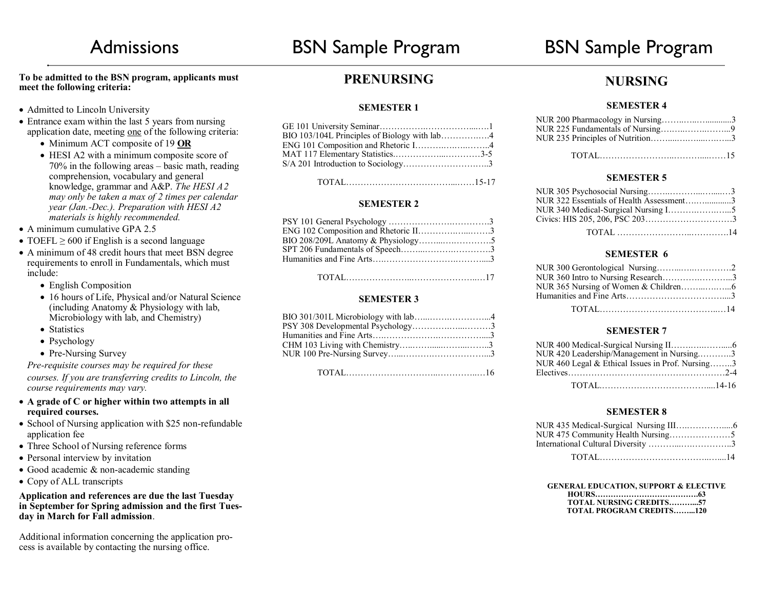# Admissions

**To be admitted to the BSN program, applicants must meet the following criteria:**

- Admitted to Lincoln University
- Entrance exam within the last 5 years from nursing application date, meeting one of the following criteria:
  - Minimum ACT composite of 19 **OR**
  - HESI A2 with a minimum composite score of 70% in the following areas – basic math, reading comprehension, vocabulary and general knowledge, grammar and A&P. *The HESI A2 may only be taken a max of 2 times per calendar year (Jan.-Dec.). Preparation with HESI A2 materials is highly recommended.*
- A minimum cumulative GPA 2.5
- TOEFL ≥ 600 if English is a second language
- A minimum of 48 credit hours that meet BSN degree requirements to enroll in Fundamentals, which must include:
  - English Composition
  - 16 hours of Life, Physical and/or Natural Science (including Anatomy & Physiology with lab, Microbiology with lab, and Chemistry)
  - Statistics
  - Psychology
  - Pre-Nursing Survey

  *Pre-requisite courses may be required for these courses. If you are transferring credits to Lincoln, the course requirements may vary.*
- **A grade of C or higher within two attempts in all required courses.**
- School of Nursing application with $25 non-refundable application fee
- Three School of Nursing reference forms
- Personal interview by invitation
- Good academic & non-academic standing
- Copy of ALL transcripts

**Application and references are due the last Tuesday in September for Spring admission and the first Tuesday in March for Fall admission**.

Additional information concerning the application process is available by contacting the nursing office.

# BSN Sample Program

## PRENURSING

### SEMESTER 1

| Course | Credits |
|---|---|
| GE 101 University Seminar | 1 |
| BIO 103/104L Principles of Biology with lab | 4 |
| ENG 101 Composition and Rhetoric I | 4 |
| MAT 117 Elementary Statistics | 3-5 |
| S/A 201 Introduction to Sociology | 3 |
| TOTAL | 15-17 |

### SEMESTER 2

| Course | Credits |
|---|---|
| PSY 101 General Psychology | 3 |
| ENG 102 Composition and Rhetoric II | 3 |
| BIO 208/209L Anatomy & Physiology | 5 |
| SPT 206 Fundamentals of Speech | 3 |
| Humanities and Fine Arts | 3 |
| TOTAL | 17 |

### SEMESTER 3

| Course | Credits |
|---|---|
| BIO 301/301L Microbiology with lab | 4 |
| PSY 308 Developmental Psychology | 3 |
| Humanities and Fine Arts | 3 |
| CHM 103 Living with Chemistry | 3 |
| NUR 100 Pre-Nursing Survey | 3 |
| TOTAL | 16 |

# BSN Sample Program

## NURSING

### SEMESTER 4

| Course | Credits |
|---|---|
| NUR 200 Pharmacology in Nursing | 3 |
| NUR 225 Fundamentals of Nursing | 9 |
| NUR 235 Principles of Nutrition | 3 |
| TOTAL | 15 |

### SEMESTER 5

| Course | Credits |
|---|---|
| NUR 305 Psychosocial Nursing | 3 |
| NUR 322 Essentials of Health Assessment | 3 |
| NUR 340 Medical-Surgical Nursing I | 5 |
| Civics: HIS 205, 206, PSC 203 | 3 |
| TOTAL | 14 |

### SEMESTER 6

| Course | Credits |
|---|---|
| NUR 300 Gerontological Nursing | 2 |
| NUR 360 Intro to Nursing Research | 3 |
| NUR 365 Nursing of Women & Children | 6 |
| Humanities and Fine Arts | 3 |
| TOTAL | 14 |

### SEMESTER 7

| Course | Credits |
|---|---|
| NUR 400 Medical-Surgical Nursing II | 6 |
| NUR 420 Leadership/Management in Nursing | 3 |
| NUR 460 Legal & Ethical Issues in Prof. Nursing | 3 |
| Electives | 2-4 |
| TOTAL | 14-16 |

### SEMESTER 8

| Course | Credits |
|---|---|
| NUR 435 Medical-Surgical Nursing III | 6 |
| NUR 475 Community Health Nursing | 5 |
| International Cultural Diversity | 3 |
| TOTAL | 14 |

**GENERAL EDUCATION, SUPPORT & ELECTIVE HOURS……63**
**TOTAL NURSING CREDITS……57**
**TOTAL PROGRAM CREDITS……120**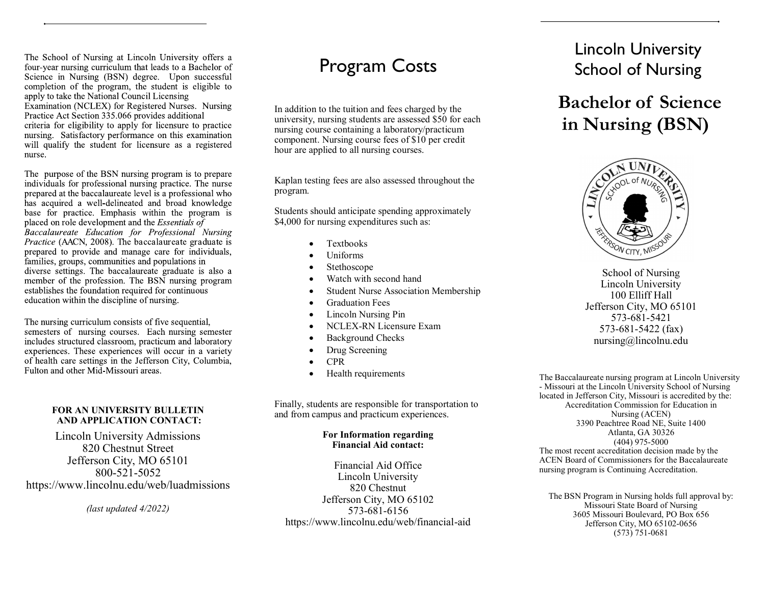The School of Nursing at Lincoln University offers a four-year nursing curriculum that leads to a Bachelor of Science in Nursing (BSN) degree. Upon successful completion of the program, the student is eligible to apply to take the National Council Licensing Examination (NCLEX) for Registered Nurses. Nursing Practice Act Section 335.066 provides additional criteria for eligibility to apply for licensure to practice nursing. Satisfactory performance on this examination will qualify the student for licensure as a registered nurse.

The purpose of the BSN nursing program is to prepare individuals for professional nursing practice. The nurse prepared at the baccalaureate level is a professional who has acquired a well-delineated and broad knowledge base for practice. Emphasis within the program is placed on role development and the *Essentials of Baccalaureate Education for Professional Nursing Practice* (AACN, 2008). The baccalaureate graduate is prepared to provide and manage care for individuals, families, groups, communities and populations in diverse settings. The baccalaureate graduate is also a member of the profession. The BSN nursing program establishes the foundation required for continuous education within the discipline of nursing.

The nursing curriculum consists of five sequential, semesters of nursing courses. Each nursing semester includes structured classroom, practicum and laboratory experiences. These experiences will occur in a variety of health care settings in the Jefferson City, Columbia, Fulton and other Mid-Missouri areas.

**FOR AN UNIVERSITY BULLETIN AND APPLICATION CONTACT:**

Lincoln University Admissions
820 Chestnut Street
Jefferson City, MO 65101
800-521-5052
https://www.lincolnu.edu/web/luadmissions

*(last updated 4/2022)*

# Program Costs

In addition to the tuition and fees charged by the university, nursing students are assessed $50 for each nursing course containing a laboratory/practicum component. Nursing course fees of $10 per credit hour are applied to all nursing courses.

Kaplan testing fees are also assessed throughout the program.

Students should anticipate spending approximately $4,000 for nursing expenditures such as:

- Textbooks
- Uniforms
- Stethoscope
- Watch with second hand
- Student Nurse Association Membership
- Graduation Fees
- Lincoln Nursing Pin
- NCLEX-RN Licensure Exam
- Background Checks
- Drug Screening
- CPR
- Health requirements

Finally, students are responsible for transportation to and from campus and practicum experiences.

**For Information regarding Financial Aid contact:**

Financial Aid Office
Lincoln University
820 Chestnut
Jefferson City, MO 65102
573-681-6156
https://www.lincolnu.edu/web/financial-aid

# Lincoln University School of Nursing

# Bachelor of Science in Nursing (BSN)

LINCOLN UNIVERSITY SCHOOL of NURSING JEFFERSON CITY, MISSOURI

School of Nursing
Lincoln University
100 Elliff Hall
Jefferson City, MO 65101
573-681-5421
573-681-5422 (fax)
nursing@lincolnu.edu

The Baccalaureate nursing program at Lincoln University - Missouri at the Lincoln University School of Nursing located in Jefferson City, Missouri is accredited by the:
Accreditation Commission for Education in Nursing (ACEN)
3390 Peachtree Road NE, Suite 1400
Atlanta, GA 30326
(404) 975-5000
The most recent accreditation decision made by the ACEN Board of Commissioners for the Baccalaureate nursing program is Continuing Accreditation.

The BSN Program in Nursing holds full approval by:
Missouri State Board of Nursing
3605 Missouri Boulevard, PO Box 656
Jefferson City, MO 65102-0656
(573) 751-0681